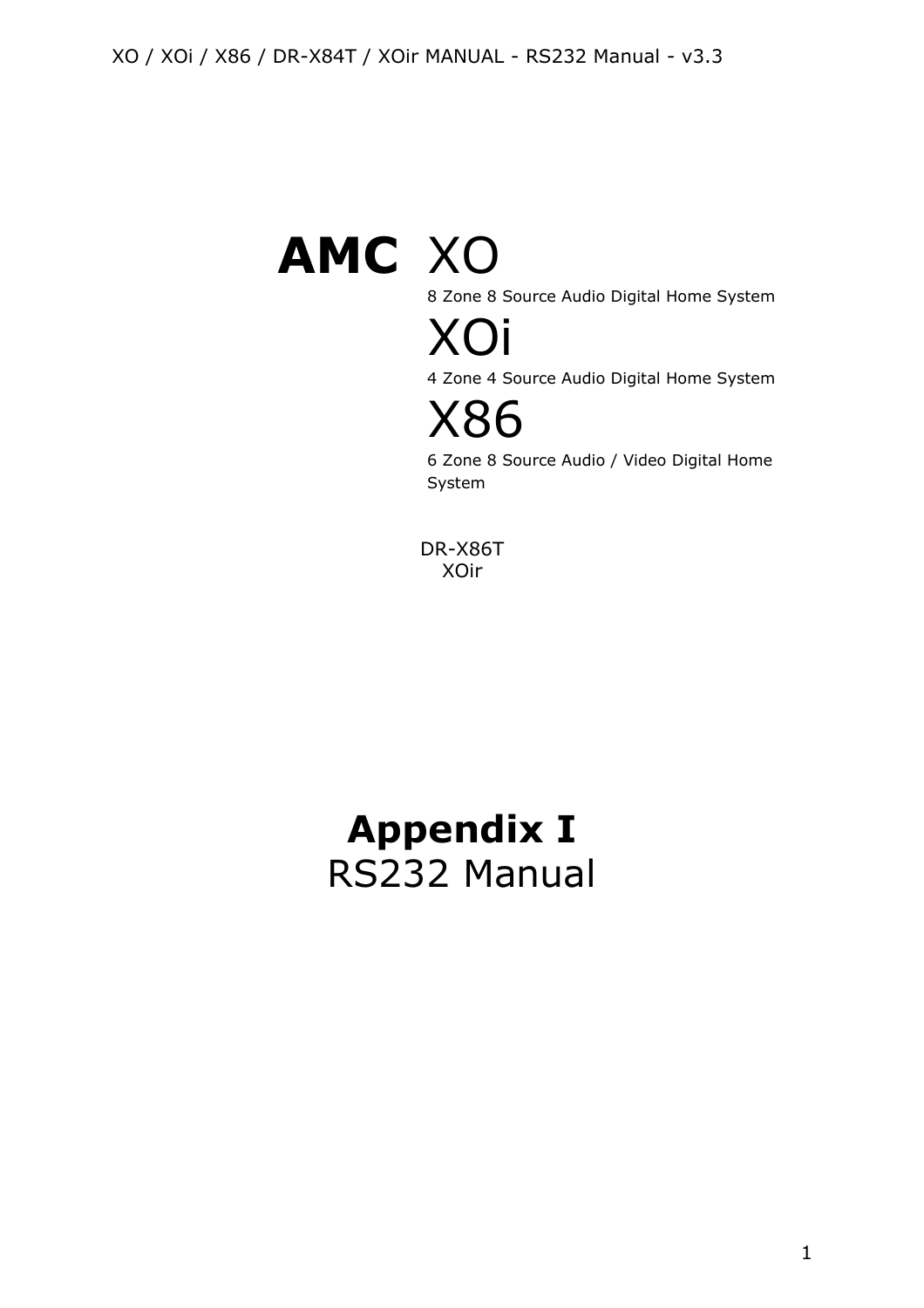# AMC XO

8 Zone 8 Source Audio Digital Home System

# XOi

4 Zone 4 Source Audio Digital Home System

# X86

6 Zone 8 Source Audio / Video Digital Home System

DR-X86T
XOir

# Appendix I

## RS232 Manual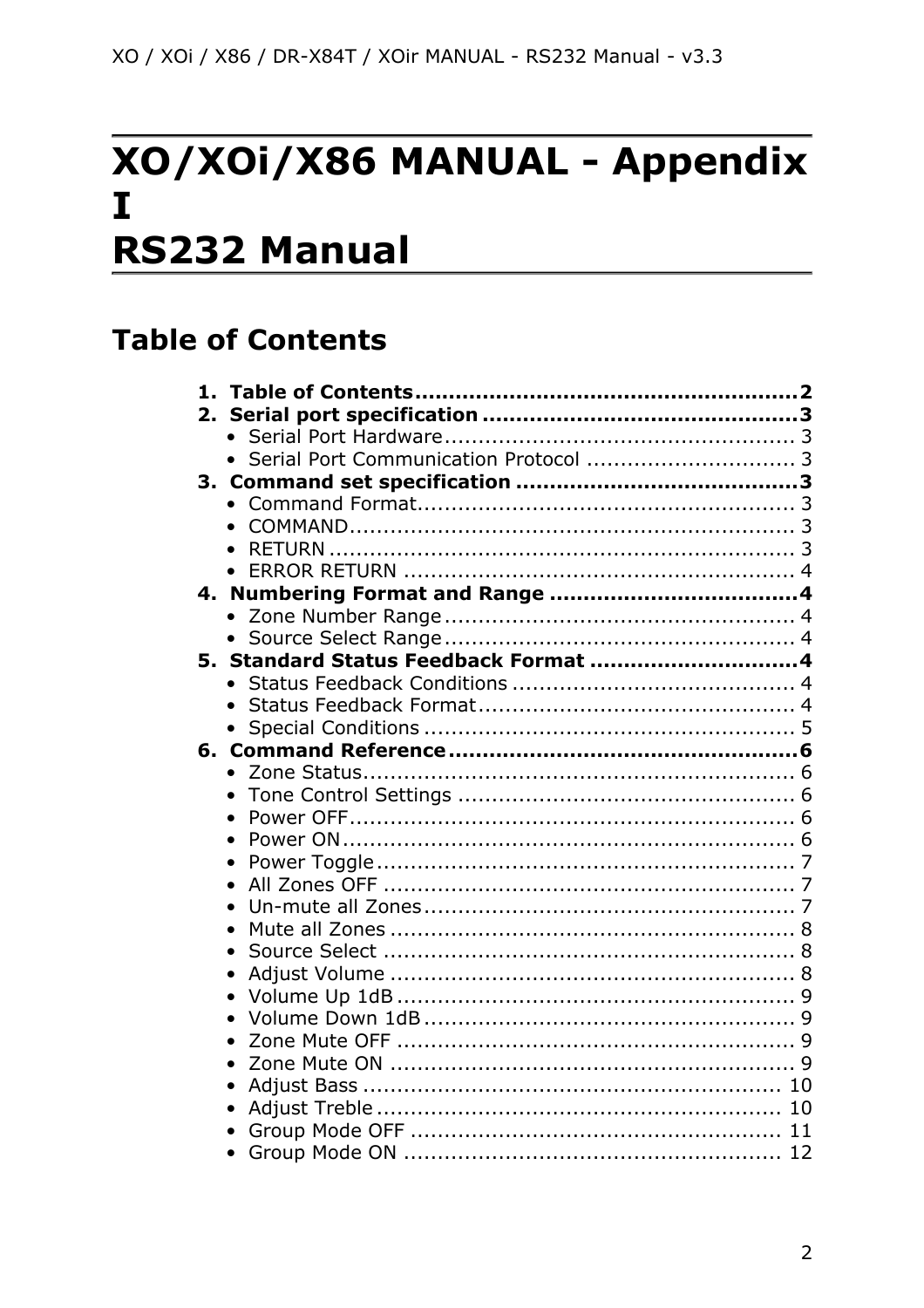# XO/XOi/X86 MANUAL - Appendix I
# RS232 Manual

## Table of Contents

1. **Table of Contents** ........................................................ **2**
2. **Serial port specification** ............................................... **3**
   - Serial Port Hardware ..................................................... 3
   - Serial Port Communication Protocol ................................ 3
3. **Command set specification** .......................................... **3**
   - Command Format ......................................................... 3
   - COMMAND .................................................................. 3
   - RETURN ..................................................................... 3
   - ERROR RETURN ........................................................... 4
4. **Numbering Format and Range** ..................................... **4**
   - Zone Number Range ..................................................... 4
   - Source Select Range .................................................... 4
5. **Standard Status Feedback Format** ............................... **4**
   - Status Feedback Conditions .......................................... 4
   - Status Feedback Format ................................................ 4
   - Special Conditions ....................................................... 5
6. **Command Reference** .................................................... **6**
   - Zone Status ................................................................ 6
   - Tone Control Settings .................................................. 6
   - Power OFF .................................................................. 6
   - Power ON ................................................................... 6
   - Power Toggle .............................................................. 7
   - All Zones OFF ............................................................. 7
   - Un-mute all Zones ....................................................... 7
   - Mute all Zones ............................................................ 8
   - Source Select ............................................................. 8
   - Adjust Volume ............................................................ 8
   - Volume Up 1dB ........................................................... 9
   - Volume Down 1dB ....................................................... 9
   - Zone Mute OFF ........................................................... 9
   - Zone Mute ON ............................................................ 9
   - Adjust Bass .............................................................. 10
   - Adjust Treble ............................................................ 10
   - Group Mode OFF ........................................................ 11
   - Group Mode ON ......................................................... 12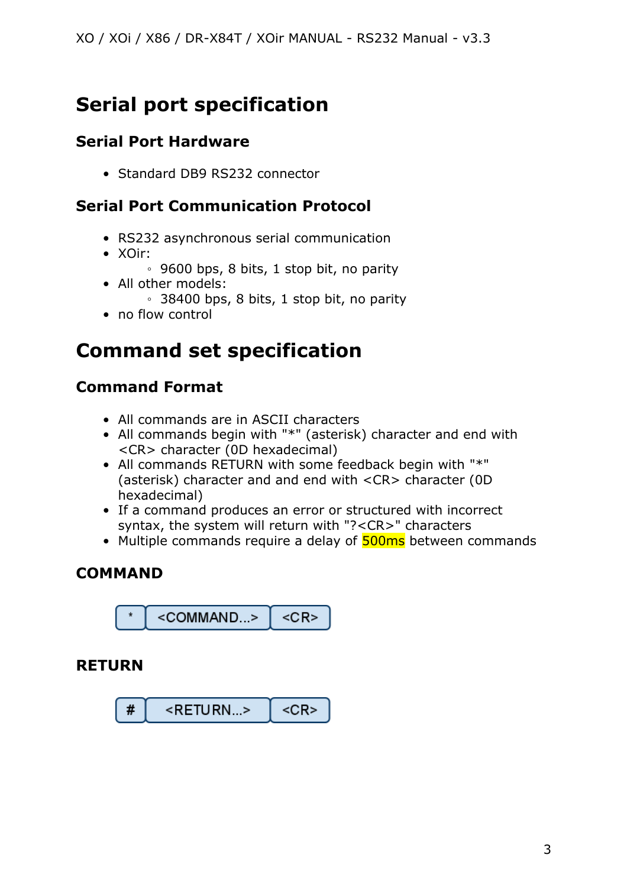# Serial port specification

## Serial Port Hardware

- Standard DB9 RS232 connector

## Serial Port Communication Protocol

- RS232 asynchronous serial communication
- XOir:
  - 9600 bps, 8 bits, 1 stop bit, no parity
- All other models:
  - 38400 bps, 8 bits, 1 stop bit, no parity
- no flow control

# Command set specification

## Command Format

- All commands are in ASCII characters
- All commands begin with "*" (asterisk) character and end with <CR> character (0D hexadecimal)
- All commands RETURN with some feedback begin with "*" (asterisk) character and and end with <CR> character (0D hexadecimal)
- If a command produces an error or structured with incorrect syntax, the system will return with "?<CR>" characters
- Multiple commands require a delay of 500ms between commands

## COMMAND

| * | <COMMAND...> | <CR> |
|---|---|---|

## RETURN

| # | <RETURN...> | <CR> |
|---|---|---|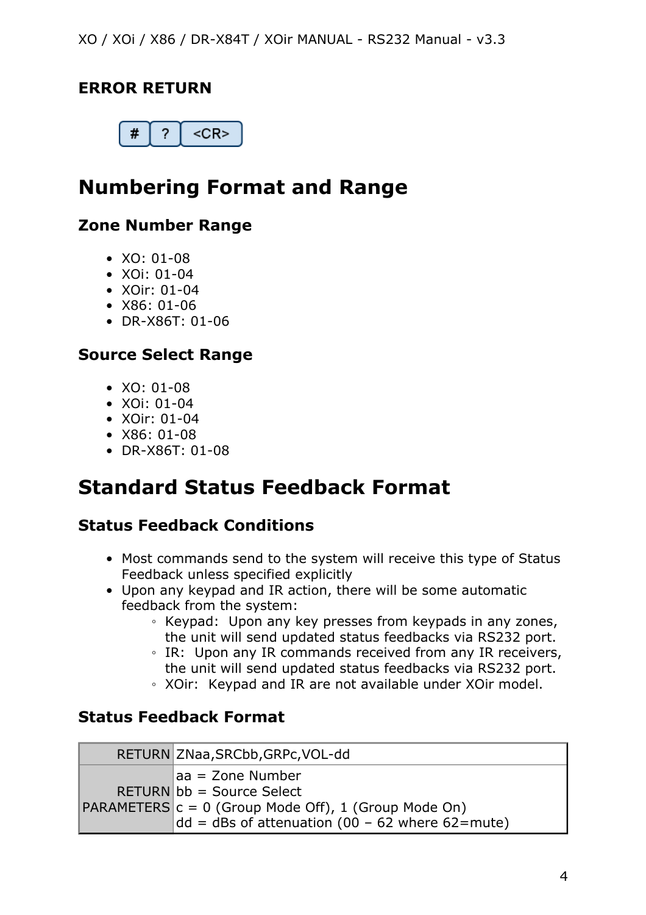## ERROR RETURN

| # | ? | <CR> |
|---|---|---|

# Numbering Format and Range

## Zone Number Range

- XO: 01-08
- XOi: 01-04
- XOir: 01-04
- X86: 01-06
- DR-X86T: 01-06

## Source Select Range

- XO: 01-08
- XOi: 01-04
- XOir: 01-04
- X86: 01-08
- DR-X86T: 01-08

# Standard Status Feedback Format

## Status Feedback Conditions

- Most commands send to the system will receive this type of Status Feedback unless specified explicitly
- Upon any keypad and IR action, there will be some automatic feedback from the system:
  - Keypad: Upon any key presses from keypads in any zones, the unit will send updated status feedbacks via RS232 port.
  - IR: Upon any IR commands received from any IR receivers, the unit will send updated status feedbacks via RS232 port.
  - XOir: Keypad and IR are not available under XOir model.

## Status Feedback Format

| RETURN | ZNaa,SRCbb,GRPc,VOL-dd |
|---|---|
| RETURN PARAMETERS | aa = Zone Number<br>bb = Source Select<br>c = 0 (Group Mode Off), 1 (Group Mode On)<br>dd = dBs of attenuation (00 – 62 where 62=mute) |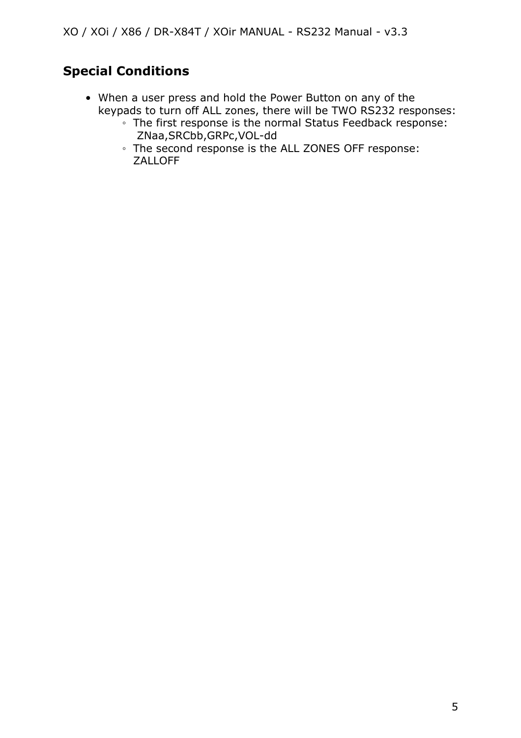## Special Conditions

- When a user press and hold the Power Button on any of the keypads to turn off ALL zones, there will be TWO RS232 responses:
  - The first response is the normal Status Feedback response: ZNaa,SRCbb,GRPc,VOL-dd
  - The second response is the ALL ZONES OFF response: ZALLOFF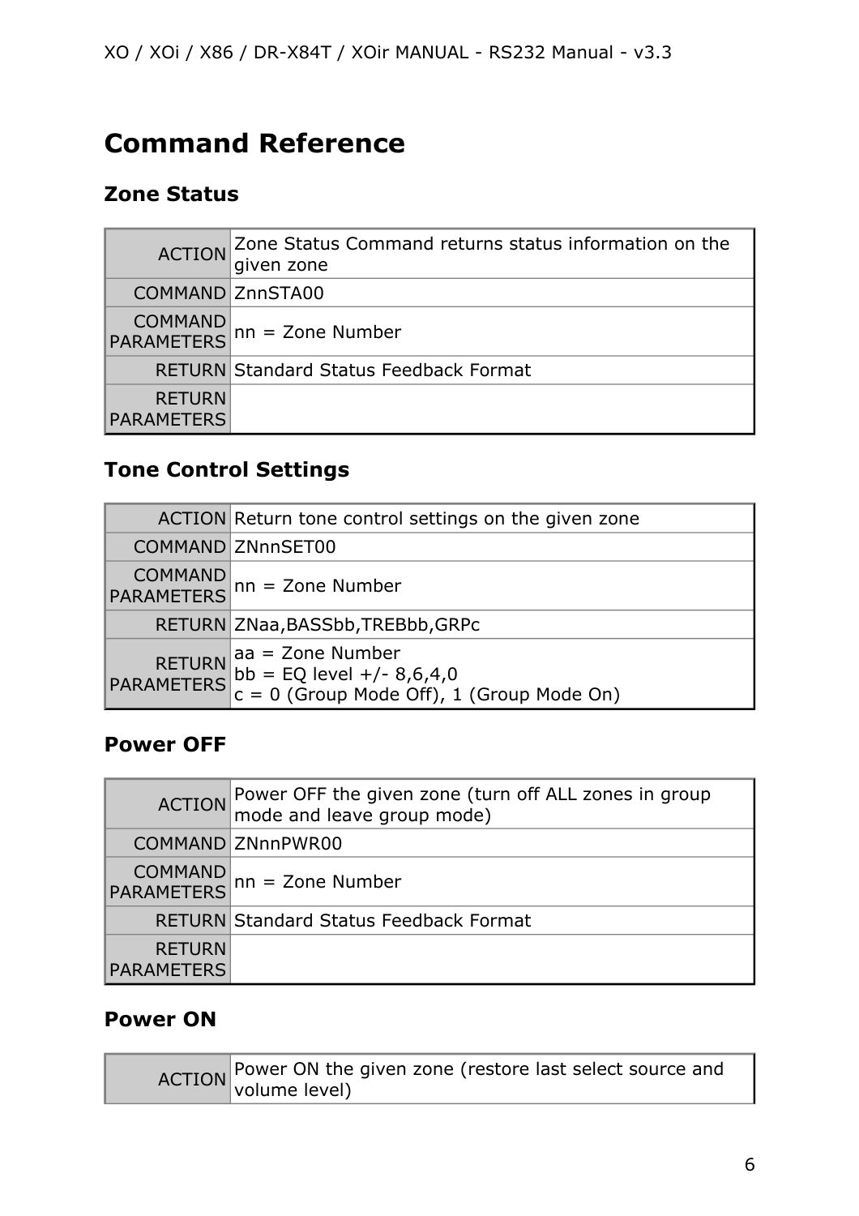# Command Reference

## Zone Status

| | |
|---|---|
| ACTION | Zone Status Command returns status information on the given zone |
| COMMAND | ZnnSTA00 |
| COMMAND PARAMETERS | nn = Zone Number |
| RETURN | Standard Status Feedback Format |
| RETURN PARAMETERS | |

## Tone Control Settings

| | |
|---|---|
| ACTION | Return tone control settings on the given zone |
| COMMAND | ZNnnSET00 |
| COMMAND PARAMETERS | nn = Zone Number |
| RETURN | ZNaa,BASSbb,TREBbb,GRPc |
| RETURN PARAMETERS | aa = Zone Number<br>bb = EQ level +/- 8,6,4,0<br>c = 0 (Group Mode Off), 1 (Group Mode On) |

## Power OFF

| | |
|---|---|
| ACTION | Power OFF the given zone (turn off ALL zones in group mode and leave group mode) |
| COMMAND | ZNnnPWR00 |
| COMMAND PARAMETERS | nn = Zone Number |
| RETURN | Standard Status Feedback Format |
| RETURN PARAMETERS | |

## Power ON

| | |
|---|---|
| ACTION | Power ON the given zone (restore last select source and volume level) |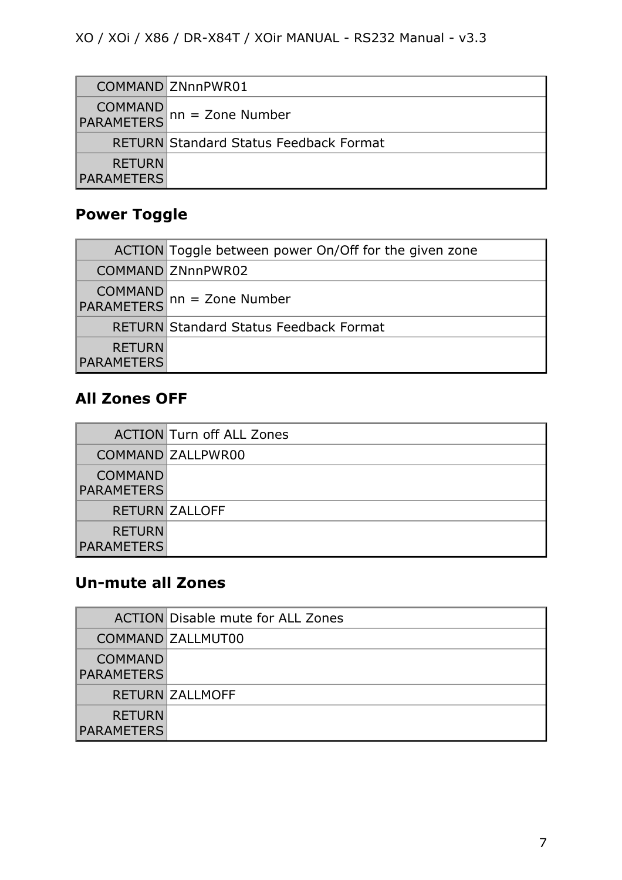| | |
|---|---|
| COMMAND | ZNnnPWR01 |
| COMMAND PARAMETERS | nn = Zone Number |
| RETURN | Standard Status Feedback Format |
| RETURN PARAMETERS | |

## Power Toggle

| | |
|---|---|
| ACTION | Toggle between power On/Off for the given zone |
| COMMAND | ZNnnPWR02 |
| COMMAND PARAMETERS | nn = Zone Number |
| RETURN | Standard Status Feedback Format |
| RETURN PARAMETERS | |

## All Zones OFF

| | |
|---|---|
| ACTION | Turn off ALL Zones |
| COMMAND | ZALLPWR00 |
| COMMAND PARAMETERS | |
| RETURN | ZALLOFF |
| RETURN PARAMETERS | |

## Un-mute all Zones

| | |
|---|---|
| ACTION | Disable mute for ALL Zones |
| COMMAND | ZALLMUT00 |
| COMMAND PARAMETERS | |
| RETURN | ZALLMOFF |
| RETURN PARAMETERS | |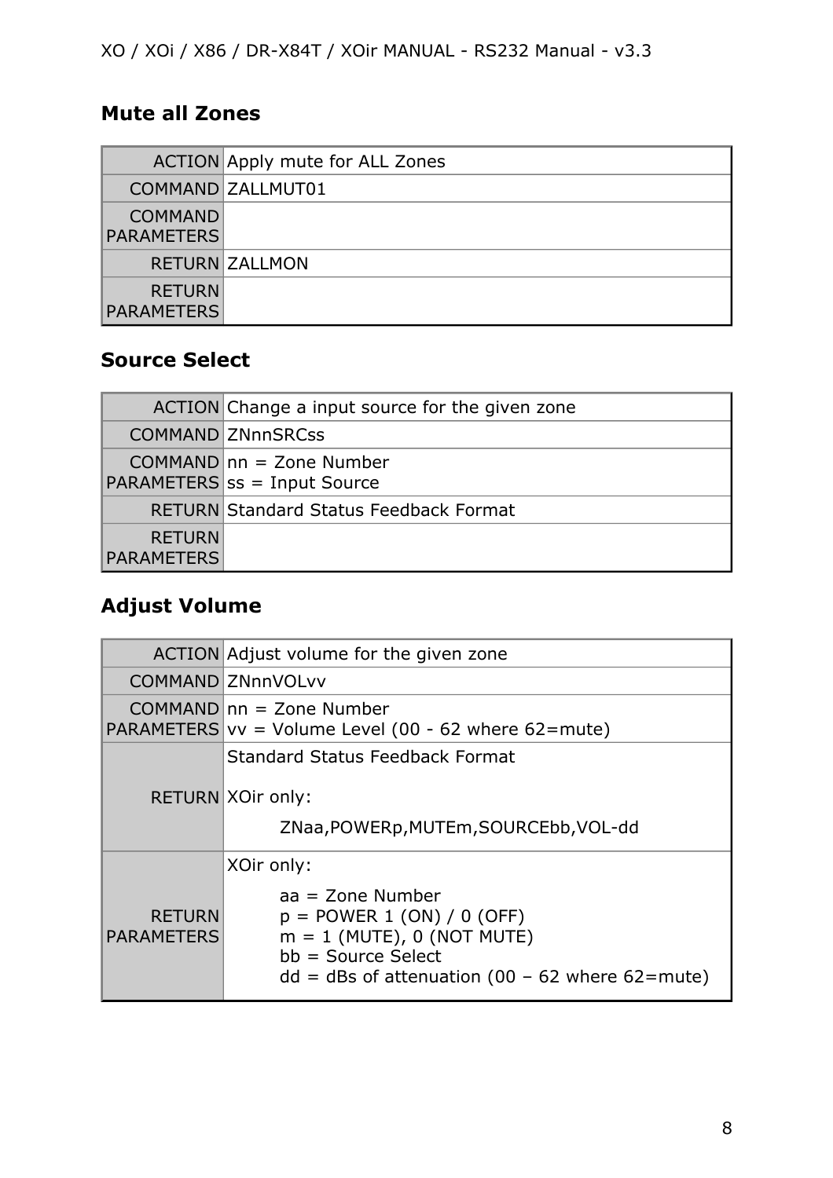## Mute all Zones

| | |
|---|---|
| ACTION | Apply mute for ALL Zones |
| COMMAND | ZALLMUT01 |
| COMMAND PARAMETERS | |
| RETURN | ZALLMON |
| RETURN PARAMETERS | |

## Source Select

| | |
|---|---|
| ACTION | Change a input source for the given zone |
| COMMAND | ZNnnSRCss |
| COMMAND PARAMETERS | nn = Zone Number<br>ss = Input Source |
| RETURN | Standard Status Feedback Format |
| RETURN PARAMETERS | |

## Adjust Volume

| | |
|---|---|
| ACTION | Adjust volume for the given zone |
| COMMAND | ZNnnVOLvv |
| COMMAND PARAMETERS | nn = Zone Number<br>vv = Volume Level (00 - 62 where 62=mute) |
| RETURN | Standard Status Feedback Format<br><br>XOir only:<br>ZNaa,POWERp,MUTEm,SOURCEbb,VOL-dd |
| RETURN PARAMETERS | XOir only:<br>aa = Zone Number<br>p = POWER 1 (ON) / 0 (OFF)<br>m = 1 (MUTE), 0 (NOT MUTE)<br>bb = Source Select<br>dd = dBs of attenuation (00 – 62 where 62=mute) |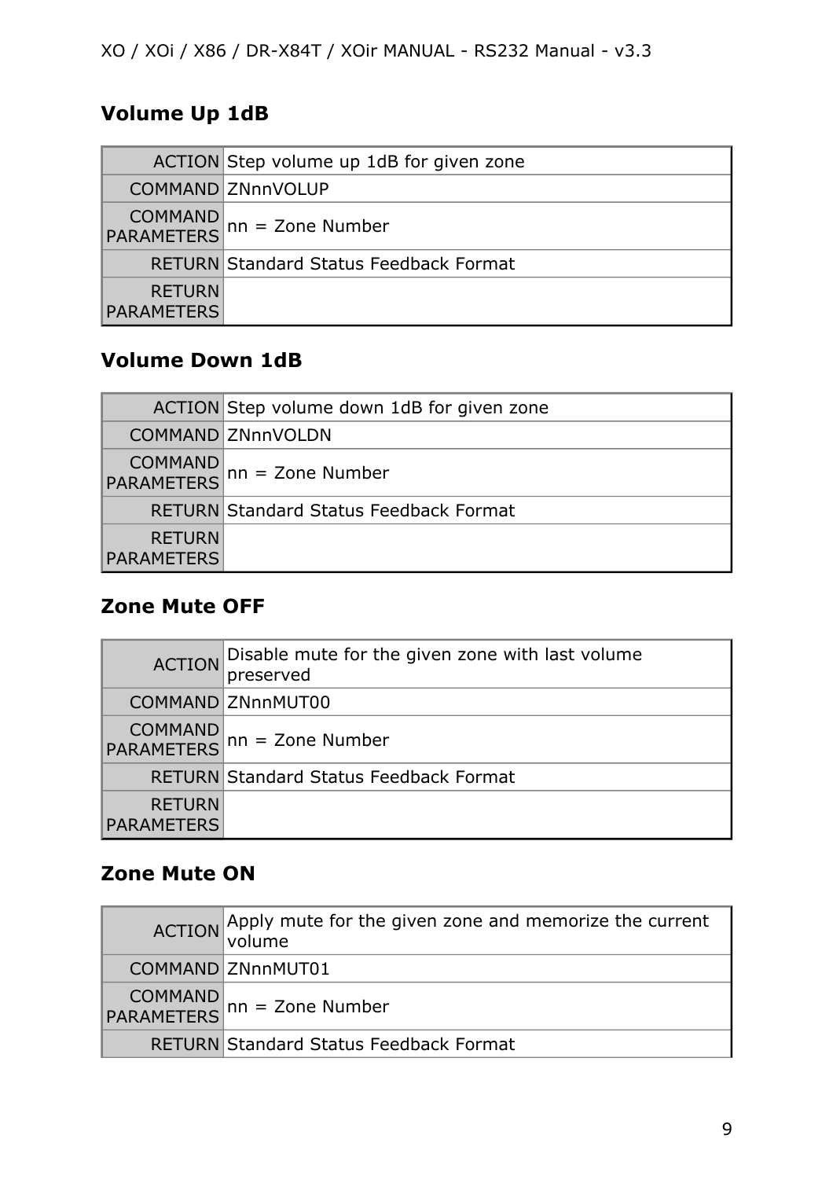### Volume Up 1dB

| | |
|---|---|
| ACTION | Step volume up 1dB for given zone |
| COMMAND | ZNnnVOLUP |
| COMMAND PARAMETERS | nn = Zone Number |
| RETURN | Standard Status Feedback Format |
| RETURN PARAMETERS | |

### Volume Down 1dB

| | |
|---|---|
| ACTION | Step volume down 1dB for given zone |
| COMMAND | ZNnnVOLDN |
| COMMAND PARAMETERS | nn = Zone Number |
| RETURN | Standard Status Feedback Format |
| RETURN PARAMETERS | |

### Zone Mute OFF

| | |
|---|---|
| ACTION | Disable mute for the given zone with last volume preserved |
| COMMAND | ZNnnMUT00 |
| COMMAND PARAMETERS | nn = Zone Number |
| RETURN | Standard Status Feedback Format |
| RETURN PARAMETERS | |

### Zone Mute ON

| | |
|---|---|
| ACTION | Apply mute for the given zone and memorize the current volume |
| COMMAND | ZNnnMUT01 |
| COMMAND PARAMETERS | nn = Zone Number |
| RETURN | Standard Status Feedback Format |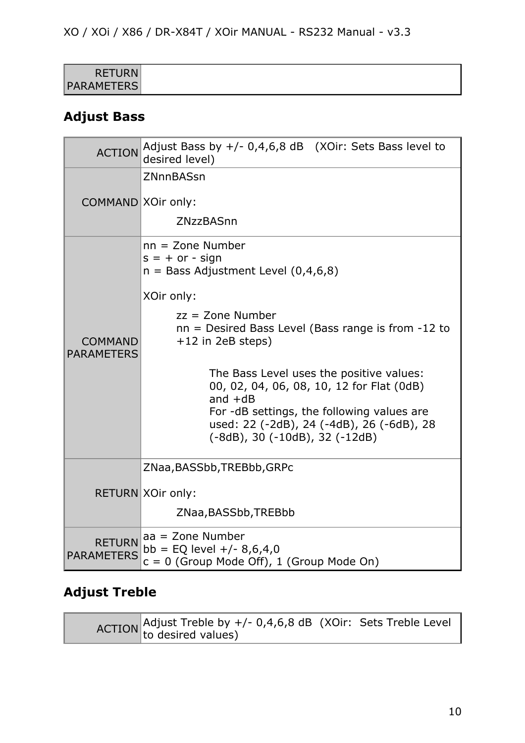| RETURN PARAMETERS | |
|---|---|

## Adjust Bass

| | |
|---|---|
| ACTION | Adjust Bass by +/- 0,4,6,8 dB (XOir: Sets Bass level to desired level) |
| COMMAND | ZNnnBASsn<br><br>XOir only:<br><br>ZNzzBASnn |
| COMMAND PARAMETERS | nn = Zone Number<br>s = + or - sign<br>n = Bass Adjustment Level (0,4,6,8)<br><br>XOir only:<br><br>zz = Zone Number<br>nn = Desired Bass Level (Bass range is from -12 to +12 in 2eB steps)<br><br>The Bass Level uses the positive values: 00, 02, 04, 06, 08, 10, 12 for Flat (0dB) and +dB<br>For -dB settings, the following values are used: 22 (-2dB), 24 (-4dB), 26 (-6dB), 28 (-8dB), 30 (-10dB), 32 (-12dB) |
| RETURN | ZNaa,BASSbb,TREBbb,GRPc<br><br>XOir only:<br><br>ZNaa,BASSbb,TREBbb |
| RETURN PARAMETERS | aa = Zone Number<br>bb = EQ level +/- 8,6,4,0<br>c = 0 (Group Mode Off), 1 (Group Mode On) |

## Adjust Treble

| | |
|---|---|
| ACTION | Adjust Treble by +/- 0,4,6,8 dB (XOir: Sets Treble Level to desired values) |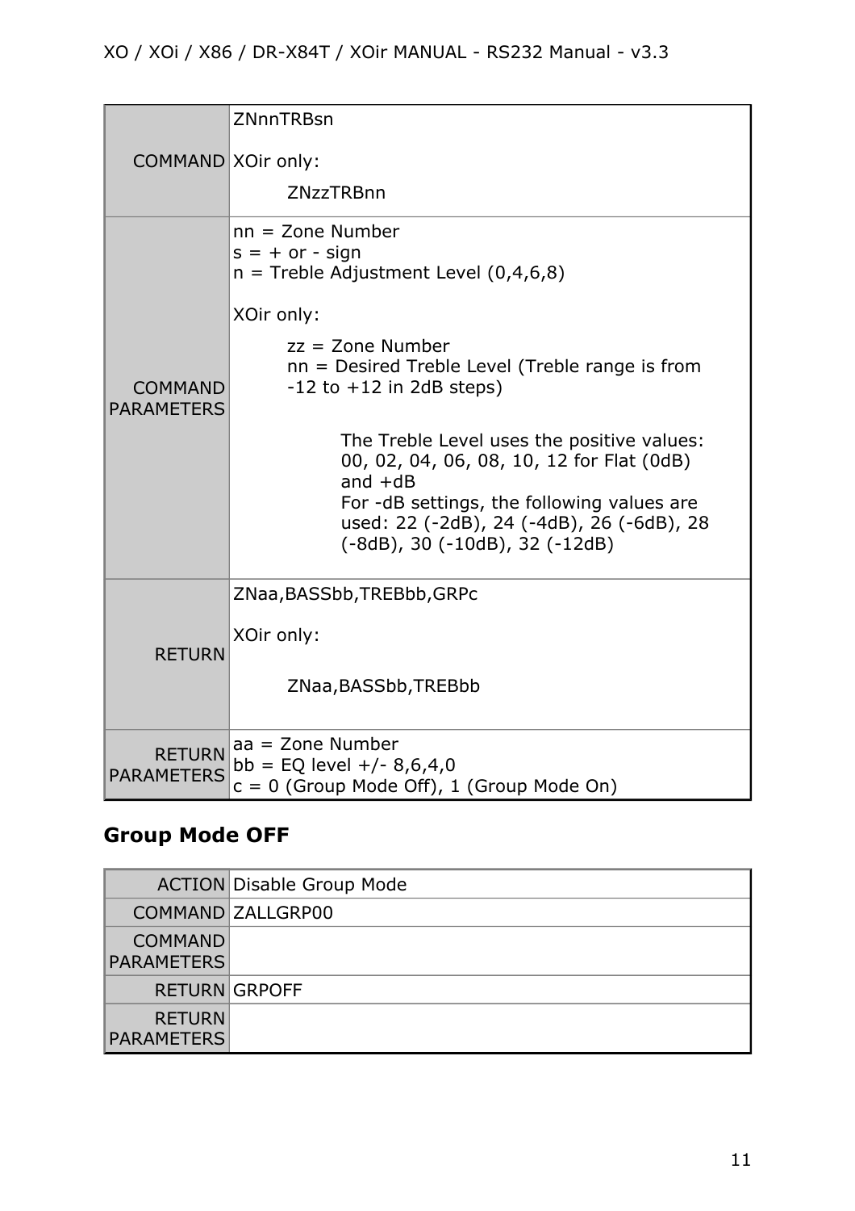| | |
|---|---|
| COMMAND | ZNnnTRBsn<br><br>XOir only:<br><br>ZNzzTRBnn |
| COMMAND PARAMETERS | nn = Zone Number<br>s = + or - sign<br>n = Treble Adjustment Level (0,4,6,8)<br><br>XOir only:<br><br>zz = Zone Number<br>nn = Desired Treble Level (Treble range is from -12 to +12 in 2dB steps)<br><br>The Treble Level uses the positive values: 00, 02, 04, 06, 08, 10, 12 for Flat (0dB) and +dB<br>For -dB settings, the following values are used: 22 (-2dB), 24 (-4dB), 26 (-6dB), 28 (-8dB), 30 (-10dB), 32 (-12dB) |
| RETURN | ZNaa,BASSbb,TREBbb,GRPc<br><br>XOir only:<br><br>ZNaa,BASSbb,TREBbb |
| RETURN PARAMETERS | aa = Zone Number<br>bb = EQ level +/- 8,6,4,0<br>c = 0 (Group Mode Off), 1 (Group Mode On) |

## Group Mode OFF

| | |
|---|---|
| ACTION | Disable Group Mode |
| COMMAND | ZALLGRP00 |
| COMMAND PARAMETERS | |
| RETURN | GRPOFF |
| RETURN PARAMETERS | |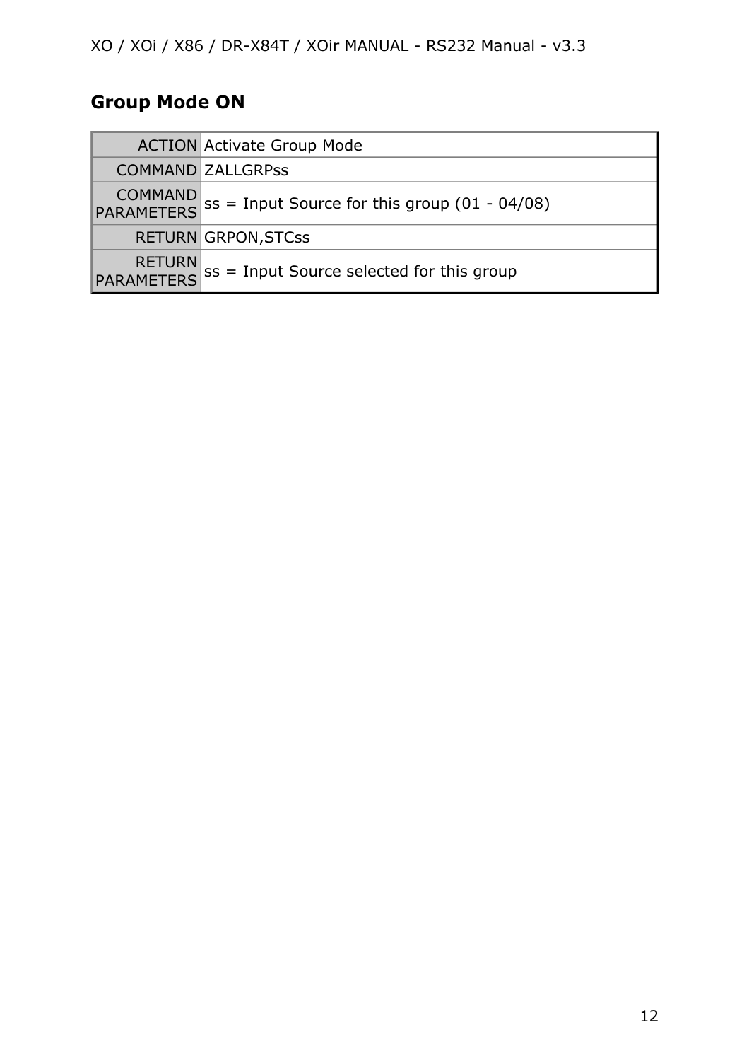## Group Mode ON

| | |
|---|---|
| ACTION | Activate Group Mode |
| COMMAND | ZALLGRPss |
| COMMAND PARAMETERS | ss = Input Source for this group (01 - 04/08) |
| RETURN | GRPON,STCss |
| RETURN PARAMETERS | ss = Input Source selected for this group |